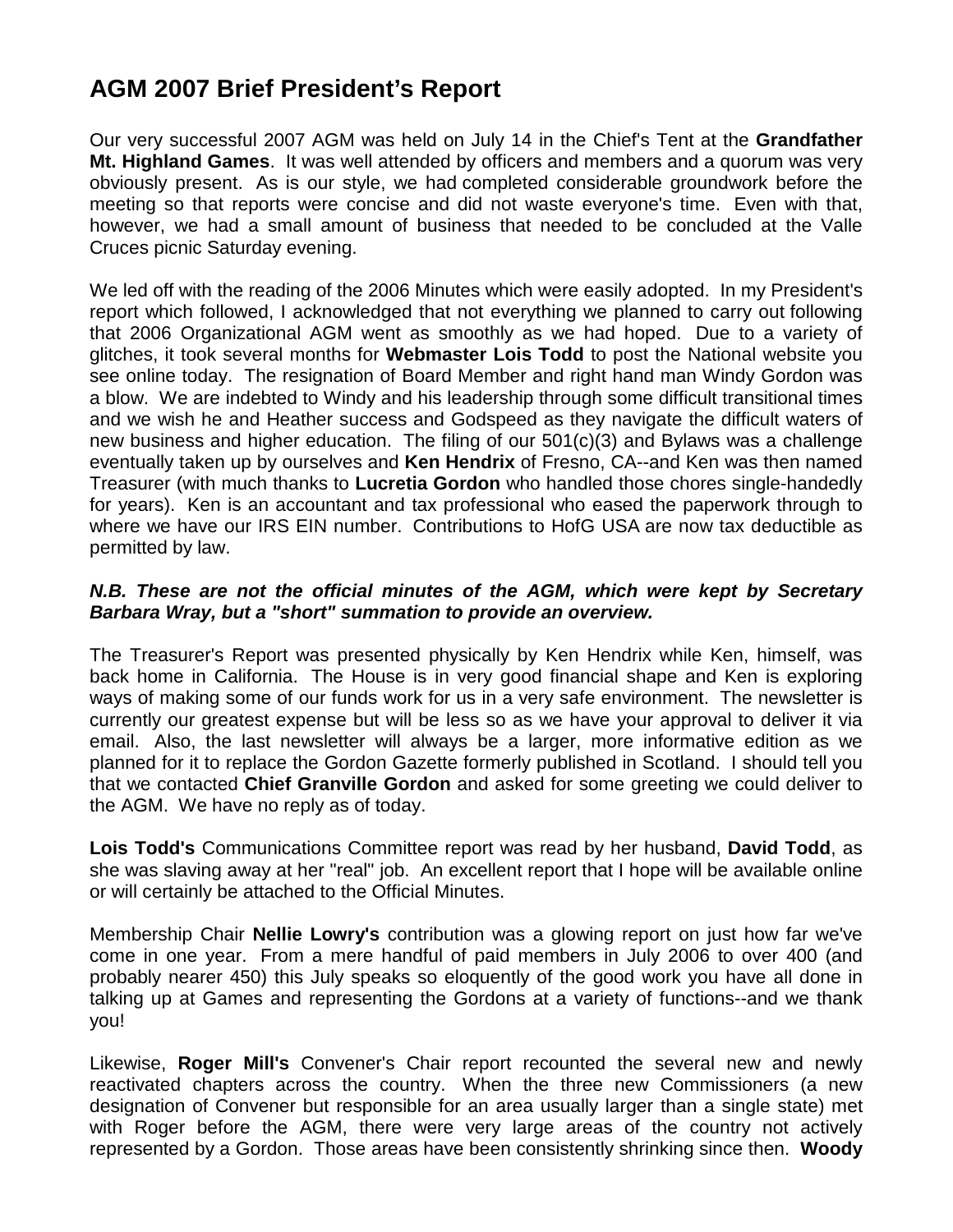# AGM 2007 Brief President's Report

Our very successful 2007 AGM was held on July 14 in the Chief's Tent at the **Grandfather Mt. Highland Games**. It was well attended by officers and members and a quorum was very obviously present. As is our style, we had completed considerable groundwork before the meeting so that reports were concise and did not waste everyone's time. Even with that, however, we had a small amount of business that needed to be concluded at the Valle Cruces picnic Saturday evening.

We led off with the reading of the 2006 Minutes which were easily adopted. In my President's report which followed, I acknowledged that not everything we planned to carry out following that 2006 Organizational AGM went as smoothly as we had hoped. Due to a variety of glitches, it took several months for **Webmaster Lois Todd** to post the National website you see online today. The resignation of Board Member and right hand man Windy Gordon was a blow. We are indebted to Windy and his leadership through some difficult transitional times and we wish he and Heather success and Godspeed as they navigate the difficult waters of new business and higher education. The filing of our 501(c)(3) and Bylaws was a challenge eventually taken up by ourselves and **Ken Hendrix** of Fresno, CA--and Ken was then named Treasurer (with much thanks to **Lucretia Gordon** who handled those chores single-handedly for years). Ken is an accountant and tax professional who eased the paperwork through to where we have our IRS EIN number. Contributions to HofG USA are now tax deductible as permitted by law.

***N.B. These are not the official minutes of the AGM, which were kept by Secretary Barbara Wray, but a "short" summation to provide an overview.***

The Treasurer's Report was presented physically by Ken Hendrix while Ken, himself, was back home in California. The House is in very good financial shape and Ken is exploring ways of making some of our funds work for us in a very safe environment. The newsletter is currently our greatest expense but will be less so as we have your approval to deliver it via email. Also, the last newsletter will always be a larger, more informative edition as we planned for it to replace the Gordon Gazette formerly published in Scotland. I should tell you that we contacted **Chief Granville Gordon** and asked for some greeting we could deliver to the AGM. We have no reply as of today.

**Lois Todd's** Communications Committee report was read by her husband, **David Todd**, as she was slaving away at her "real" job. An excellent report that I hope will be available online or will certainly be attached to the Official Minutes.

Membership Chair **Nellie Lowry's** contribution was a glowing report on just how far we've come in one year. From a mere handful of paid members in July 2006 to over 400 (and probably nearer 450) this July speaks so eloquently of the good work you have all done in talking up at Games and representing the Gordons at a variety of functions--and we thank you!

Likewise, **Roger Mill's** Convener's Chair report recounted the several new and newly reactivated chapters across the country. When the three new Commissioners (a new designation of Convener but responsible for an area usually larger than a single state) met with Roger before the AGM, there were very large areas of the country not actively represented by a Gordon. Those areas have been consistently shrinking since then. **Woody**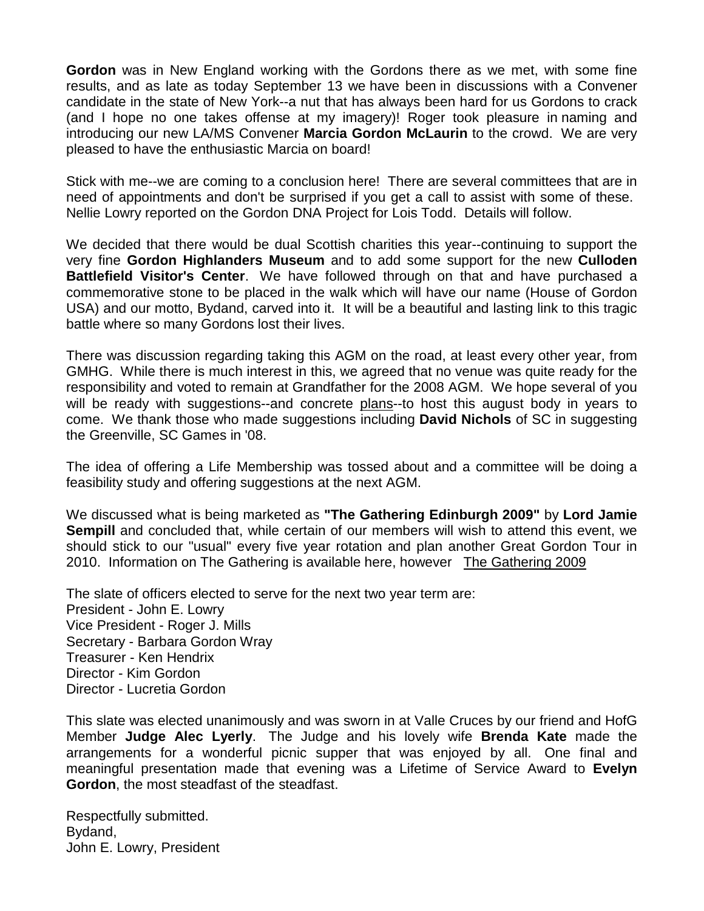**Gordon** was in New England working with the Gordons there as we met, with some fine results, and as late as today September 13 we have been in discussions with a Convener candidate in the state of New York--a nut that has always been hard for us Gordons to crack (and I hope no one takes offense at my imagery)! Roger took pleasure in naming and introducing our new LA/MS Convener **Marcia Gordon McLaurin** to the crowd. We are very pleased to have the enthusiastic Marcia on board!

Stick with me--we are coming to a conclusion here! There are several committees that are in need of appointments and don't be surprised if you get a call to assist with some of these. Nellie Lowry reported on the Gordon DNA Project for Lois Todd. Details will follow.

We decided that there would be dual Scottish charities this year--continuing to support the very fine **Gordon Highlanders Museum** and to add some support for the new **Culloden Battlefield Visitor's Center**. We have followed through on that and have purchased a commemorative stone to be placed in the walk which will have our name (House of Gordon USA) and our motto, Bydand, carved into it. It will be a beautiful and lasting link to this tragic battle where so many Gordons lost their lives.

There was discussion regarding taking this AGM on the road, at least every other year, from GMHG. While there is much interest in this, we agreed that no venue was quite ready for the responsibility and voted to remain at Grandfather for the 2008 AGM. We hope several of you will be ready with suggestions--and concrete plans--to host this august body in years to come. We thank those who made suggestions including **David Nichols** of SC in suggesting the Greenville, SC Games in '08.

The idea of offering a Life Membership was tossed about and a committee will be doing a feasibility study and offering suggestions at the next AGM.

We discussed what is being marketed as **"The Gathering Edinburgh 2009"** by **Lord Jamie Sempill** and concluded that, while certain of our members will wish to attend this event, we should stick to our "usual" every five year rotation and plan another Great Gordon Tour in 2010. Information on The Gathering is available here, however The Gathering 2009

The slate of officers elected to serve for the next two year term are:
President - John E. Lowry
Vice President - Roger J. Mills
Secretary - Barbara Gordon Wray
Treasurer - Ken Hendrix
Director - Kim Gordon
Director - Lucretia Gordon

This slate was elected unanimously and was sworn in at Valle Cruces by our friend and HofG Member **Judge Alec Lyerly**. The Judge and his lovely wife **Brenda Kate** made the arrangements for a wonderful picnic supper that was enjoyed by all. One final and meaningful presentation made that evening was a Lifetime of Service Award to **Evelyn Gordon**, the most steadfast of the steadfast.

Respectfully submitted.
Bydand,
John E. Lowry, President